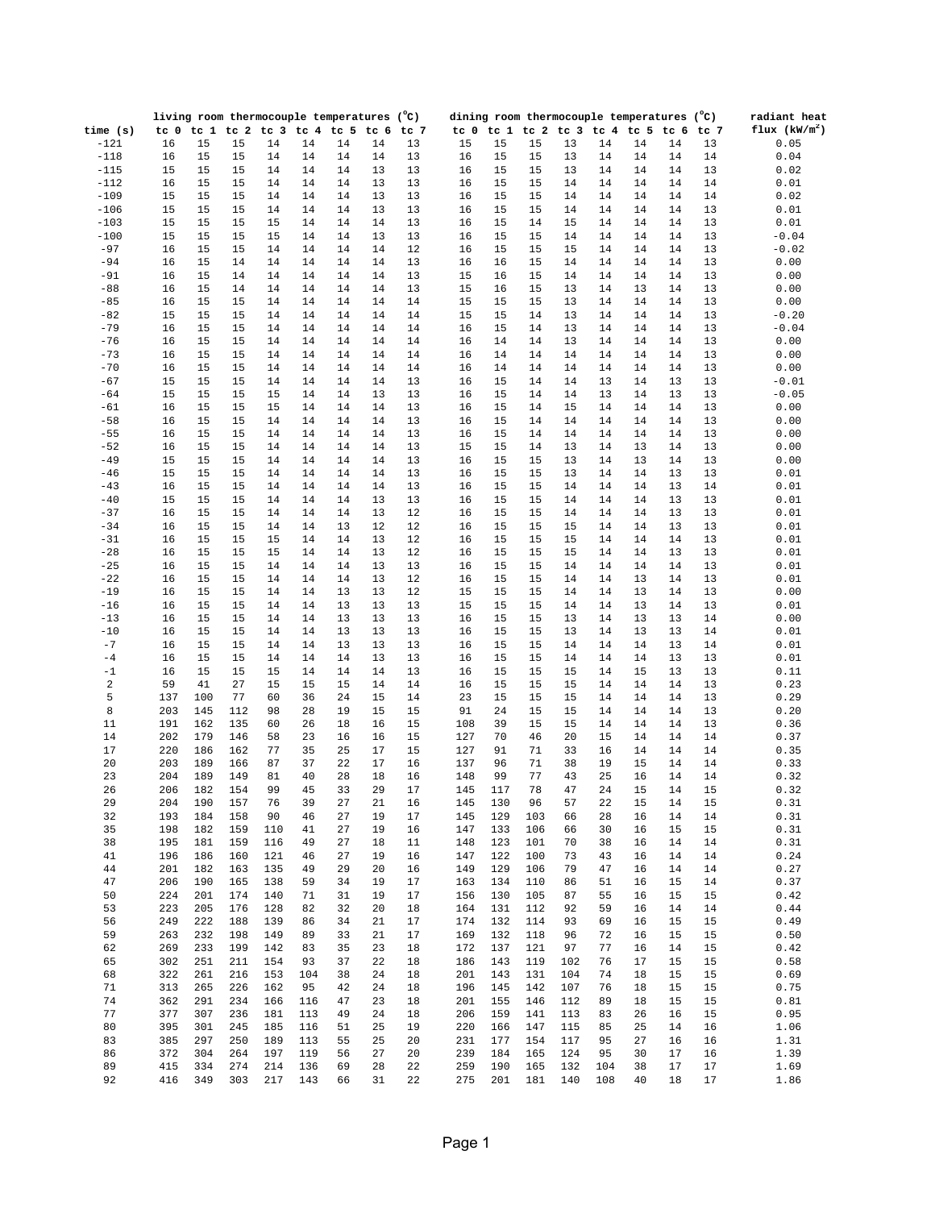| time (s) | living room thermocouple temperatures ($^oC$) tc 0 | tc 1 | tc 2 | tc 3 | tc 4 | tc 5 | tc 6 | tc 7 | dining room thermocouple temperatures ($^oC$) tc 0 | tc 1 | tc 2 | tc 3 | tc 4 | tc 5 | tc 6 | tc 7 | radiant heat flux ($kW/m^2$) |
|---|---|---|---|---|---|---|---|---|---|---|---|---|---|---|---|---|---|
| -121 | 16 | 15 | 15 | 14 | 14 | 14 | 14 | 13 | 15 | 15 | 15 | 13 | 14 | 14 | 14 | 13 | 0.05 |
| -118 | 16 | 15 | 15 | 14 | 14 | 14 | 14 | 13 | 16 | 15 | 15 | 13 | 14 | 14 | 14 | 14 | 0.04 |
| -115 | 15 | 15 | 15 | 14 | 14 | 14 | 13 | 13 | 16 | 15 | 15 | 13 | 14 | 14 | 14 | 13 | 0.02 |
| -112 | 16 | 15 | 15 | 14 | 14 | 14 | 13 | 13 | 16 | 15 | 15 | 14 | 14 | 14 | 14 | 13 | 0.01 |
| -109 | 15 | 15 | 15 | 14 | 14 | 14 | 13 | 13 | 16 | 15 | 15 | 14 | 14 | 14 | 14 | 14 | 0.02 |
| -106 | 15 | 15 | 15 | 14 | 14 | 14 | 13 | 13 | 16 | 15 | 15 | 14 | 14 | 14 | 14 | 13 | 0.01 |
| -103 | 15 | 15 | 15 | 15 | 14 | 14 | 14 | 13 | 16 | 15 | 14 | 15 | 14 | 14 | 14 | 13 | 0.01 |
| -100 | 15 | 15 | 15 | 15 | 14 | 14 | 13 | 13 | 16 | 15 | 15 | 14 | 14 | 14 | 14 | 13 | -0.04 |
| -97 | 16 | 15 | 15 | 14 | 14 | 14 | 14 | 12 | 16 | 15 | 15 | 15 | 14 | 14 | 14 | 13 | -0.02 |
| -94 | 16 | 15 | 14 | 14 | 14 | 14 | 14 | 13 | 16 | 16 | 15 | 14 | 14 | 14 | 14 | 13 | 0.00 |
| -91 | 16 | 15 | 14 | 14 | 14 | 14 | 14 | 13 | 15 | 16 | 15 | 14 | 14 | 14 | 14 | 13 | 0.00 |
| -88 | 16 | 15 | 14 | 14 | 14 | 14 | 14 | 13 | 15 | 16 | 15 | 13 | 14 | 13 | 14 | 13 | 0.00 |
| -85 | 16 | 15 | 15 | 14 | 14 | 14 | 14 | 14 | 15 | 15 | 15 | 13 | 14 | 14 | 14 | 13 | 0.00 |
| -82 | 15 | 15 | 15 | 14 | 14 | 14 | 14 | 14 | 15 | 15 | 14 | 13 | 14 | 14 | 14 | 13 | -0.20 |
| -79 | 16 | 15 | 15 | 14 | 14 | 14 | 14 | 14 | 16 | 15 | 14 | 13 | 14 | 14 | 14 | 13 | -0.04 |
| -76 | 16 | 15 | 15 | 14 | 14 | 14 | 14 | 14 | 16 | 14 | 14 | 13 | 14 | 14 | 14 | 13 | 0.00 |
| -73 | 16 | 15 | 15 | 14 | 14 | 14 | 14 | 14 | 16 | 14 | 14 | 14 | 14 | 14 | 14 | 13 | 0.00 |
| -70 | 16 | 15 | 15 | 14 | 14 | 14 | 14 | 14 | 16 | 14 | 14 | 14 | 14 | 14 | 14 | 13 | 0.00 |
| -67 | 15 | 15 | 15 | 14 | 14 | 14 | 14 | 13 | 16 | 15 | 14 | 14 | 13 | 14 | 13 | 13 | -0.01 |
| -64 | 15 | 15 | 15 | 15 | 14 | 14 | 13 | 13 | 16 | 15 | 14 | 14 | 13 | 14 | 13 | 13 | -0.05 |
| -61 | 16 | 15 | 15 | 15 | 14 | 14 | 14 | 13 | 16 | 15 | 14 | 15 | 14 | 14 | 14 | 13 | 0.00 |
| -58 | 16 | 15 | 15 | 14 | 14 | 14 | 14 | 13 | 16 | 15 | 14 | 14 | 14 | 14 | 14 | 13 | 0.00 |
| -55 | 16 | 15 | 15 | 14 | 14 | 14 | 14 | 13 | 16 | 15 | 14 | 14 | 14 | 14 | 14 | 13 | 0.00 |
| -52 | 16 | 15 | 15 | 14 | 14 | 14 | 14 | 13 | 15 | 15 | 14 | 13 | 14 | 13 | 14 | 13 | 0.00 |
| -49 | 15 | 15 | 15 | 14 | 14 | 14 | 14 | 13 | 16 | 15 | 15 | 13 | 14 | 13 | 14 | 13 | 0.00 |
| -46 | 15 | 15 | 15 | 14 | 14 | 14 | 14 | 13 | 16 | 15 | 15 | 13 | 14 | 14 | 13 | 13 | 0.01 |
| -43 | 16 | 15 | 15 | 14 | 14 | 14 | 14 | 13 | 16 | 15 | 15 | 14 | 14 | 14 | 13 | 14 | 0.01 |
| -40 | 15 | 15 | 15 | 14 | 14 | 14 | 13 | 13 | 16 | 15 | 15 | 14 | 14 | 14 | 13 | 13 | 0.01 |
| -37 | 16 | 15 | 15 | 14 | 14 | 14 | 13 | 12 | 16 | 15 | 15 | 14 | 14 | 14 | 13 | 13 | 0.01 |
| -34 | 16 | 15 | 15 | 14 | 14 | 13 | 12 | 12 | 16 | 15 | 15 | 15 | 14 | 14 | 13 | 13 | 0.01 |
| -31 | 16 | 15 | 15 | 15 | 14 | 14 | 13 | 12 | 16 | 15 | 15 | 15 | 14 | 14 | 14 | 13 | 0.01 |
| -28 | 16 | 15 | 15 | 15 | 14 | 14 | 13 | 12 | 16 | 15 | 15 | 15 | 14 | 14 | 13 | 13 | 0.01 |
| -25 | 16 | 15 | 15 | 14 | 14 | 14 | 13 | 13 | 16 | 15 | 15 | 14 | 14 | 14 | 14 | 13 | 0.01 |
| -22 | 16 | 15 | 15 | 14 | 14 | 14 | 13 | 12 | 16 | 15 | 15 | 14 | 14 | 13 | 14 | 13 | 0.01 |
| -19 | 16 | 15 | 15 | 14 | 14 | 13 | 13 | 12 | 15 | 15 | 15 | 14 | 14 | 13 | 14 | 13 | 0.00 |
| -16 | 16 | 15 | 15 | 14 | 14 | 13 | 13 | 13 | 15 | 15 | 15 | 14 | 14 | 13 | 14 | 13 | 0.01 |
| -13 | 16 | 15 | 15 | 14 | 14 | 13 | 13 | 13 | 16 | 15 | 15 | 13 | 14 | 13 | 13 | 14 | 0.00 |
| -10 | 16 | 15 | 15 | 14 | 14 | 13 | 13 | 13 | 16 | 15 | 15 | 13 | 14 | 13 | 13 | 14 | 0.01 |
| -7 | 16 | 15 | 15 | 14 | 14 | 13 | 13 | 13 | 16 | 15 | 15 | 14 | 14 | 14 | 13 | 14 | 0.01 |
| -4 | 16 | 15 | 15 | 14 | 14 | 14 | 13 | 13 | 16 | 15 | 15 | 14 | 14 | 14 | 13 | 13 | 0.01 |
| -1 | 16 | 15 | 15 | 15 | 14 | 14 | 14 | 13 | 16 | 15 | 15 | 15 | 14 | 15 | 13 | 13 | 0.11 |
| 2 | 59 | 41 | 27 | 15 | 15 | 15 | 14 | 14 | 16 | 15 | 15 | 15 | 14 | 14 | 14 | 13 | 0.23 |
| 5 | 137 | 100 | 77 | 60 | 36 | 24 | 15 | 14 | 23 | 15 | 15 | 15 | 14 | 14 | 14 | 13 | 0.29 |
| 8 | 203 | 145 | 112 | 98 | 28 | 19 | 15 | 15 | 91 | 24 | 15 | 15 | 14 | 14 | 14 | 13 | 0.20 |
| 11 | 191 | 162 | 135 | 60 | 26 | 18 | 16 | 15 | 108 | 39 | 15 | 15 | 14 | 14 | 14 | 13 | 0.36 |
| 14 | 202 | 179 | 146 | 58 | 23 | 16 | 16 | 15 | 127 | 70 | 46 | 20 | 15 | 14 | 14 | 14 | 0.37 |
| 17 | 220 | 186 | 162 | 77 | 35 | 25 | 17 | 15 | 127 | 91 | 71 | 33 | 16 | 14 | 14 | 14 | 0.35 |
| 20 | 203 | 189 | 166 | 87 | 37 | 22 | 17 | 16 | 137 | 96 | 71 | 38 | 19 | 15 | 14 | 14 | 0.33 |
| 23 | 204 | 189 | 149 | 81 | 40 | 28 | 18 | 16 | 148 | 99 | 77 | 43 | 25 | 16 | 14 | 14 | 0.32 |
| 26 | 206 | 182 | 154 | 99 | 45 | 33 | 29 | 17 | 145 | 117 | 78 | 47 | 24 | 15 | 14 | 15 | 0.32 |
| 29 | 204 | 190 | 157 | 76 | 39 | 27 | 21 | 16 | 145 | 130 | 96 | 57 | 22 | 15 | 14 | 15 | 0.31 |
| 32 | 193 | 184 | 158 | 90 | 46 | 27 | 19 | 17 | 145 | 129 | 103 | 66 | 28 | 16 | 14 | 14 | 0.31 |
| 35 | 198 | 182 | 159 | 110 | 41 | 27 | 19 | 16 | 147 | 133 | 106 | 66 | 30 | 16 | 15 | 15 | 0.31 |
| 38 | 195 | 181 | 159 | 116 | 49 | 27 | 18 | 11 | 148 | 123 | 101 | 70 | 38 | 16 | 14 | 14 | 0.31 |
| 41 | 196 | 186 | 160 | 121 | 46 | 27 | 19 | 16 | 147 | 122 | 100 | 73 | 43 | 16 | 14 | 14 | 0.24 |
| 44 | 201 | 182 | 163 | 135 | 49 | 29 | 20 | 16 | 149 | 129 | 106 | 79 | 47 | 16 | 14 | 14 | 0.27 |
| 47 | 206 | 190 | 165 | 138 | 59 | 34 | 19 | 17 | 163 | 134 | 110 | 86 | 51 | 16 | 15 | 14 | 0.37 |
| 50 | 224 | 201 | 174 | 140 | 71 | 31 | 19 | 17 | 156 | 130 | 105 | 87 | 55 | 16 | 15 | 15 | 0.42 |
| 53 | 223 | 205 | 176 | 128 | 82 | 32 | 20 | 18 | 164 | 131 | 112 | 92 | 59 | 16 | 14 | 14 | 0.44 |
| 56 | 249 | 222 | 188 | 139 | 86 | 34 | 21 | 17 | 174 | 132 | 114 | 93 | 69 | 16 | 15 | 15 | 0.49 |
| 59 | 263 | 232 | 198 | 149 | 89 | 33 | 21 | 17 | 169 | 132 | 118 | 96 | 72 | 16 | 15 | 15 | 0.50 |
| 62 | 269 | 233 | 199 | 142 | 83 | 35 | 23 | 18 | 172 | 137 | 121 | 97 | 77 | 16 | 14 | 15 | 0.42 |
| 65 | 302 | 251 | 211 | 154 | 93 | 37 | 22 | 18 | 186 | 143 | 119 | 102 | 76 | 17 | 15 | 15 | 0.58 |
| 68 | 322 | 261 | 216 | 153 | 104 | 38 | 24 | 18 | 201 | 143 | 131 | 104 | 74 | 18 | 15 | 15 | 0.69 |
| 71 | 313 | 265 | 226 | 162 | 95 | 42 | 24 | 18 | 196 | 145 | 142 | 107 | 76 | 18 | 15 | 15 | 0.75 |
| 74 | 362 | 291 | 234 | 166 | 116 | 47 | 23 | 18 | 201 | 155 | 146 | 112 | 89 | 18 | 15 | 15 | 0.81 |
| 77 | 377 | 307 | 236 | 181 | 113 | 49 | 24 | 18 | 206 | 159 | 141 | 113 | 83 | 26 | 16 | 15 | 0.95 |
| 80 | 395 | 301 | 245 | 185 | 116 | 51 | 25 | 19 | 220 | 166 | 147 | 115 | 85 | 25 | 14 | 16 | 1.06 |
| 83 | 385 | 297 | 250 | 189 | 113 | 55 | 25 | 20 | 231 | 177 | 154 | 117 | 95 | 27 | 16 | 16 | 1.31 |
| 86 | 372 | 304 | 264 | 197 | 119 | 56 | 27 | 20 | 239 | 184 | 165 | 124 | 95 | 30 | 17 | 16 | 1.39 |
| 89 | 415 | 334 | 274 | 214 | 136 | 69 | 28 | 22 | 259 | 190 | 165 | 132 | 104 | 38 | 17 | 17 | 1.69 |
| 92 | 416 | 349 | 303 | 217 | 143 | 66 | 31 | 22 | 275 | 201 | 181 | 140 | 108 | 40 | 18 | 17 | 1.86 |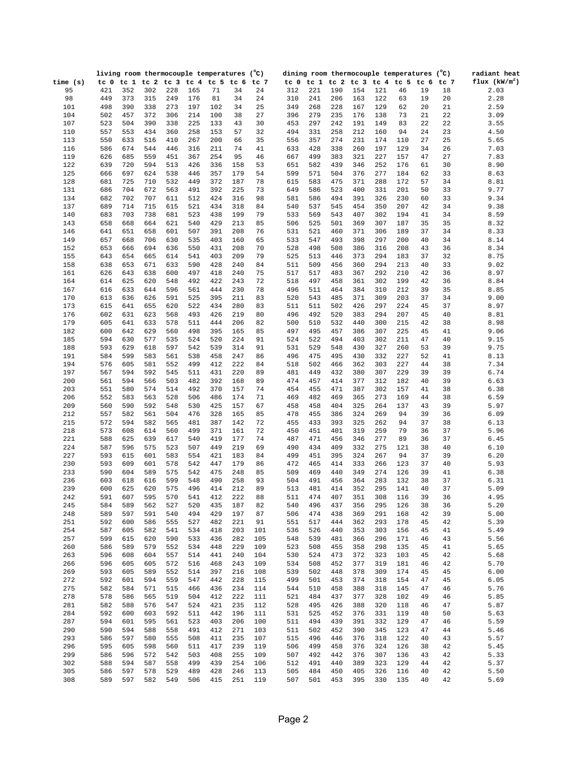| | living room thermocouple temperatures (°C) | | | | | | | | dining room thermocouple temperatures (°C) | | | | | | | | radiant heat |
|---|---|---|---|---|---|---|---|---|---|---|---|---|---|---|---|---|---|
| time (s) | tc 0 | tc 1 | tc 2 | tc 3 | tc 4 | tc 5 | tc 6 | tc 7 | tc 0 | tc 1 | tc 2 | tc 3 | tc 4 | tc 5 | tc 6 | tc 7 | flux ($kW/m^2$) |
| 95 | 421 | 352 | 302 | 228 | 165 | 71 | 34 | 24 | 312 | 221 | 190 | 154 | 121 | 46 | 19 | 18 | 2.03 |
| 98 | 449 | 373 | 315 | 249 | 176 | 81 | 34 | 24 | 310 | 241 | 206 | 163 | 122 | 63 | 19 | 20 | 2.28 |
| 101 | 498 | 390 | 338 | 273 | 197 | 102 | 34 | 25 | 349 | 268 | 228 | 167 | 129 | 62 | 20 | 21 | 2.59 |
| 104 | 502 | 457 | 372 | 306 | 214 | 100 | 38 | 27 | 396 | 279 | 235 | 176 | 138 | 73 | 21 | 22 | 3.09 |
| 107 | 523 | 504 | 390 | 338 | 225 | 133 | 43 | 30 | 453 | 297 | 242 | 191 | 149 | 83 | 22 | 22 | 3.55 |
| 110 | 557 | 553 | 434 | 360 | 258 | 153 | 57 | 32 | 494 | 331 | 258 | 212 | 160 | 94 | 24 | 23 | 4.50 |
| 113 | 550 | 633 | 516 | 410 | 267 | 200 | 66 | 35 | 556 | 357 | 274 | 231 | 174 | 110 | 27 | 25 | 5.65 |
| 116 | 586 | 674 | 544 | 446 | 316 | 211 | 74 | 41 | 633 | 428 | 338 | 260 | 197 | 129 | 34 | 26 | 7.03 |
| 119 | 626 | 685 | 559 | 451 | 367 | 254 | 95 | 46 | 667 | 499 | 383 | 321 | 227 | 157 | 47 | 27 | 7.83 |
| 122 | 639 | 720 | 594 | 513 | 426 | 336 | 158 | 53 | 651 | 582 | 439 | 346 | 252 | 176 | 61 | 30 | 8.90 |
| 125 | 666 | 697 | 624 | 538 | 446 | 357 | 179 | 54 | 599 | 571 | 504 | 376 | 277 | 184 | 62 | 33 | 8.63 |
| 128 | 681 | 725 | 710 | 532 | 449 | 372 | 187 | 78 | 615 | 583 | 475 | 371 | 288 | 172 | 57 | 34 | 8.81 |
| 131 | 686 | 704 | 672 | 563 | 491 | 392 | 225 | 73 | 649 | 586 | 523 | 400 | 331 | 201 | 50 | 33 | 9.77 |
| 134 | 682 | 702 | 707 | 611 | 512 | 424 | 316 | 98 | 581 | 586 | 494 | 391 | 326 | 230 | 60 | 33 | 9.34 |
| 137 | 689 | 714 | 715 | 615 | 521 | 434 | 318 | 84 | 540 | 537 | 545 | 454 | 350 | 207 | 42 | 34 | 9.38 |
| 140 | 683 | 703 | 738 | 681 | 523 | 438 | 199 | 79 | 533 | 569 | 543 | 407 | 302 | 194 | 41 | 34 | 8.59 |
| 143 | 658 | 668 | 664 | 621 | 540 | 429 | 213 | 85 | 506 | 525 | 501 | 369 | 307 | 187 | 35 | 35 | 8.32 |
| 146 | 641 | 651 | 658 | 601 | 507 | 391 | 208 | 76 | 531 | 521 | 460 | 371 | 306 | 189 | 37 | 34 | 8.33 |
| 149 | 657 | 668 | 706 | 630 | 535 | 403 | 160 | 65 | 533 | 547 | 493 | 398 | 297 | 200 | 40 | 34 | 8.14 |
| 152 | 653 | 666 | 694 | 636 | 550 | 431 | 208 | 70 | 528 | 498 | 508 | 386 | 316 | 208 | 43 | 36 | 8.34 |
| 155 | 643 | 654 | 665 | 614 | 541 | 403 | 209 | 79 | 525 | 513 | 446 | 373 | 294 | 183 | 37 | 32 | 8.75 |
| 158 | 638 | 653 | 671 | 633 | 590 | 428 | 240 | 84 | 511 | 509 | 456 | 360 | 294 | 213 | 40 | 33 | 9.02 |
| 161 | 626 | 643 | 638 | 600 | 497 | 418 | 240 | 75 | 517 | 517 | 483 | 367 | 292 | 210 | 42 | 36 | 8.97 |
| 164 | 614 | 625 | 620 | 548 | 492 | 422 | 243 | 72 | 518 | 497 | 458 | 361 | 302 | 199 | 42 | 36 | 8.84 |
| 167 | 616 | 633 | 644 | 596 | 561 | 444 | 230 | 78 | 496 | 511 | 464 | 384 | 310 | 212 | 39 | 35 | 8.85 |
| 170 | 613 | 636 | 626 | 591 | 525 | 395 | 211 | 83 | 520 | 543 | 485 | 371 | 309 | 203 | 37 | 34 | 9.00 |
| 173 | 615 | 641 | 655 | 620 | 522 | 434 | 280 | 83 | 511 | 511 | 502 | 426 | 297 | 224 | 45 | 37 | 8.97 |
| 176 | 602 | 631 | 623 | 568 | 493 | 426 | 219 | 80 | 496 | 492 | 520 | 383 | 294 | 207 | 45 | 40 | 8.81 |
| 179 | 605 | 641 | 633 | 578 | 511 | 444 | 206 | 82 | 500 | 510 | 532 | 440 | 300 | 215 | 42 | 38 | 8.98 |
| 182 | 600 | 642 | 629 | 560 | 498 | 395 | 165 | 85 | 497 | 495 | 457 | 386 | 307 | 225 | 45 | 41 | 9.06 |
| 185 | 594 | 630 | 577 | 535 | 524 | 520 | 224 | 91 | 524 | 522 | 494 | 403 | 302 | 211 | 47 | 40 | 9.15 |
| 188 | 593 | 629 | 618 | 597 | 542 | 539 | 314 | 91 | 531 | 529 | 548 | 430 | 327 | 260 | 53 | 39 | 9.75 |
| 191 | 584 | 599 | 583 | 561 | 538 | 458 | 247 | 86 | 496 | 475 | 495 | 430 | 332 | 227 | 52 | 41 | 8.13 |
| 194 | 576 | 605 | 581 | 552 | 499 | 412 | 222 | 84 | 518 | 502 | 466 | 362 | 303 | 227 | 44 | 38 | 7.34 |
| 197 | 567 | 594 | 592 | 545 | 511 | 431 | 220 | 89 | 481 | 449 | 432 | 380 | 307 | 229 | 39 | 39 | 6.74 |
| 200 | 561 | 594 | 566 | 503 | 482 | 392 | 168 | 89 | 474 | 457 | 414 | 377 | 312 | 182 | 40 | 39 | 6.63 |
| 203 | 551 | 580 | 574 | 514 | 492 | 370 | 157 | 74 | 454 | 455 | 471 | 387 | 302 | 157 | 41 | 38 | 6.38 |
| 206 | 552 | 583 | 563 | 528 | 506 | 486 | 174 | 71 | 469 | 482 | 469 | 365 | 273 | 169 | 44 | 38 | 6.59 |
| 209 | 560 | 590 | 592 | 548 | 530 | 425 | 157 | 67 | 458 | 458 | 404 | 325 | 264 | 137 | 43 | 39 | 5.97 |
| 212 | 557 | 582 | 561 | 504 | 476 | 328 | 165 | 85 | 478 | 455 | 386 | 324 | 269 | 94 | 39 | 36 | 6.09 |
| 215 | 572 | 594 | 582 | 565 | 481 | 387 | 142 | 72 | 455 | 433 | 393 | 325 | 262 | 94 | 37 | 38 | 6.13 |
| 218 | 573 | 608 | 614 | 560 | 499 | 371 | 161 | 72 | 450 | 451 | 401 | 319 | 259 | 79 | 36 | 37 | 5.96 |
| 221 | 588 | 625 | 639 | 617 | 540 | 419 | 177 | 74 | 487 | 471 | 456 | 346 | 277 | 89 | 36 | 37 | 6.45 |
| 224 | 587 | 596 | 575 | 523 | 507 | 449 | 219 | 69 | 490 | 434 | 409 | 332 | 275 | 121 | 38 | 40 | 6.10 |
| 227 | 593 | 615 | 601 | 583 | 554 | 421 | 183 | 84 | 499 | 451 | 395 | 324 | 267 | 94 | 37 | 39 | 6.20 |
| 230 | 593 | 609 | 601 | 578 | 542 | 447 | 179 | 86 | 472 | 465 | 414 | 333 | 266 | 123 | 37 | 40 | 5.93 |
| 233 | 590 | 604 | 589 | 575 | 542 | 475 | 248 | 85 | 509 | 469 | 440 | 349 | 274 | 126 | 39 | 41 | 6.38 |
| 236 | 603 | 618 | 616 | 599 | 548 | 490 | 258 | 93 | 504 | 491 | 456 | 364 | 283 | 132 | 38 | 37 | 6.31 |
| 239 | 600 | 625 | 620 | 575 | 496 | 414 | 212 | 89 | 513 | 481 | 414 | 352 | 295 | 141 | 40 | 37 | 5.09 |
| 242 | 591 | 607 | 595 | 570 | 541 | 412 | 222 | 88 | 511 | 474 | 407 | 351 | 308 | 116 | 39 | 36 | 4.95 |
| 245 | 584 | 589 | 562 | 527 | 520 | 435 | 187 | 82 | 540 | 496 | 437 | 356 | 295 | 126 | 38 | 36 | 5.20 |
| 248 | 589 | 597 | 591 | 540 | 494 | 429 | 197 | 87 | 506 | 474 | 438 | 369 | 291 | 168 | 42 | 39 | 5.00 |
| 251 | 592 | 600 | 586 | 555 | 527 | 482 | 221 | 91 | 551 | 517 | 444 | 362 | 293 | 178 | 45 | 42 | 5.39 |
| 254 | 587 | 605 | 582 | 541 | 534 | 418 | 203 | 101 | 536 | 526 | 440 | 353 | 303 | 156 | 45 | 41 | 5.49 |
| 257 | 599 | 615 | 620 | 590 | 533 | 436 | 282 | 105 | 548 | 539 | 481 | 366 | 296 | 171 | 46 | 43 | 5.56 |
| 260 | 586 | 589 | 579 | 552 | 534 | 448 | 229 | 109 | 523 | 508 | 455 | 358 | 298 | 135 | 45 | 41 | 5.65 |
| 263 | 596 | 608 | 604 | 557 | 514 | 441 | 240 | 104 | 530 | 524 | 473 | 372 | 323 | 103 | 45 | 42 | 5.68 |
| 266 | 596 | 605 | 605 | 572 | 516 | 468 | 243 | 109 | 534 | 508 | 452 | 377 | 319 | 181 | 46 | 42 | 5.70 |
| 269 | 593 | 605 | 589 | 552 | 514 | 397 | 216 | 108 | 539 | 502 | 448 | 378 | 309 | 174 | 45 | 45 | 6.00 |
| 272 | 592 | 601 | 594 | 559 | 547 | 442 | 228 | 115 | 499 | 501 | 453 | 374 | 318 | 154 | 47 | 45 | 6.05 |
| 275 | 582 | 584 | 571 | 515 | 466 | 436 | 234 | 114 | 544 | 510 | 458 | 388 | 318 | 145 | 47 | 46 | 5.76 |
| 278 | 578 | 586 | 565 | 519 | 504 | 412 | 222 | 111 | 521 | 484 | 437 | 377 | 328 | 102 | 49 | 46 | 5.85 |
| 281 | 582 | 588 | 576 | 547 | 524 | 421 | 235 | 112 | 528 | 495 | 426 | 388 | 320 | 118 | 46 | 47 | 5.87 |
| 284 | 592 | 600 | 603 | 592 | 511 | 442 | 196 | 111 | 531 | 525 | 452 | 376 | 331 | 119 | 48 | 50 | 5.63 |
| 287 | 594 | 601 | 595 | 561 | 523 | 403 | 206 | 100 | 511 | 494 | 439 | 391 | 332 | 129 | 47 | 46 | 5.59 |
| 290 | 590 | 594 | 588 | 558 | 491 | 412 | 271 | 103 | 511 | 502 | 452 | 390 | 345 | 123 | 47 | 44 | 5.46 |
| 293 | 586 | 597 | 580 | 555 | 508 | 411 | 235 | 107 | 515 | 496 | 446 | 376 | 318 | 122 | 40 | 43 | 5.57 |
| 296 | 595 | 605 | 598 | 560 | 511 | 417 | 239 | 119 | 506 | 499 | 458 | 376 | 324 | 126 | 38 | 42 | 5.45 |
| 299 | 586 | 596 | 572 | 542 | 503 | 408 | 255 | 109 | 507 | 492 | 442 | 376 | 307 | 136 | 43 | 42 | 5.33 |
| 302 | 588 | 594 | 587 | 558 | 499 | 439 | 254 | 106 | 512 | 491 | 440 | 389 | 323 | 129 | 44 | 42 | 5.37 |
| 305 | 586 | 597 | 578 | 529 | 489 | 428 | 246 | 113 | 505 | 484 | 450 | 405 | 326 | 116 | 40 | 42 | 5.50 |
| 308 | 589 | 597 | 582 | 549 | 506 | 415 | 251 | 119 | 507 | 501 | 453 | 395 | 330 | 135 | 40 | 42 | 5.69 |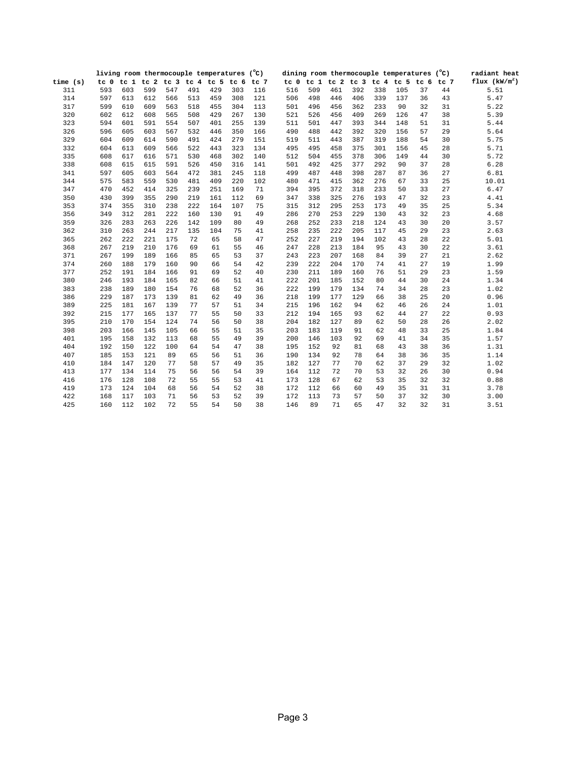| | living room thermocouple temperatures (°C) | | | | | | | | dining room thermocouple temperatures (°C) | | | | | | | | radiant heat |
|---|---|---|---|---|---|---|---|---|---|---|---|---|---|---|---|---|---|
| time (s) | tc 0 | tc 1 | tc 2 | tc 3 | tc 4 | tc 5 | tc 6 | tc 7 | tc 0 | tc 1 | tc 2 | tc 3 | tc 4 | tc 5 | tc 6 | tc 7 | flux ($kW/m^2$) |
| 311 | 593 | 603 | 599 | 547 | 491 | 429 | 303 | 116 | 516 | 509 | 461 | 392 | 338 | 105 | 37 | 44 | 5.51 |
| 314 | 597 | 613 | 612 | 566 | 513 | 459 | 308 | 121 | 506 | 498 | 446 | 406 | 339 | 137 | 36 | 43 | 5.47 |
| 317 | 599 | 610 | 609 | 563 | 518 | 455 | 304 | 113 | 501 | 496 | 456 | 362 | 233 | 90 | 32 | 31 | 5.22 |
| 320 | 602 | 612 | 608 | 565 | 508 | 429 | 267 | 130 | 521 | 526 | 456 | 409 | 269 | 126 | 47 | 38 | 5.39 |
| 323 | 594 | 601 | 591 | 554 | 507 | 401 | 255 | 139 | 511 | 501 | 447 | 393 | 344 | 148 | 51 | 31 | 5.44 |
| 326 | 596 | 605 | 603 | 567 | 532 | 446 | 350 | 166 | 490 | 488 | 442 | 392 | 320 | 156 | 57 | 29 | 5.64 |
| 329 | 604 | 609 | 614 | 590 | 491 | 424 | 279 | 151 | 519 | 511 | 443 | 387 | 319 | 188 | 54 | 30 | 5.75 |
| 332 | 604 | 613 | 609 | 566 | 522 | 443 | 323 | 134 | 495 | 495 | 458 | 375 | 301 | 156 | 45 | 28 | 5.71 |
| 335 | 608 | 617 | 616 | 571 | 530 | 468 | 302 | 140 | 512 | 504 | 455 | 378 | 306 | 149 | 44 | 30 | 5.72 |
| 338 | 608 | 615 | 615 | 591 | 526 | 450 | 316 | 141 | 501 | 492 | 425 | 377 | 292 | 90 | 37 | 28 | 6.28 |
| 341 | 597 | 605 | 603 | 564 | 472 | 381 | 245 | 118 | 499 | 487 | 448 | 398 | 287 | 87 | 36 | 27 | 6.81 |
| 344 | 575 | 583 | 559 | 530 | 481 | 409 | 220 | 102 | 480 | 471 | 415 | 362 | 276 | 67 | 33 | 25 | 10.01 |
| 347 | 470 | 452 | 414 | 325 | 239 | 251 | 169 | 71 | 394 | 395 | 372 | 318 | 233 | 50 | 33 | 27 | 6.47 |
| 350 | 430 | 399 | 355 | 290 | 219 | 161 | 112 | 69 | 347 | 338 | 325 | 276 | 193 | 47 | 32 | 23 | 4.41 |
| 353 | 374 | 355 | 310 | 238 | 222 | 164 | 107 | 75 | 315 | 312 | 295 | 253 | 173 | 49 | 35 | 25 | 5.34 |
| 356 | 349 | 312 | 281 | 222 | 160 | 130 | 91 | 49 | 286 | 270 | 253 | 229 | 130 | 43 | 32 | 23 | 4.68 |
| 359 | 326 | 283 | 263 | 226 | 142 | 109 | 80 | 49 | 268 | 252 | 233 | 218 | 124 | 43 | 30 | 20 | 3.57 |
| 362 | 310 | 263 | 244 | 217 | 135 | 104 | 75 | 41 | 258 | 235 | 222 | 205 | 117 | 45 | 29 | 23 | 2.63 |
| 365 | 262 | 222 | 221 | 175 | 72 | 65 | 58 | 47 | 252 | 227 | 219 | 194 | 102 | 43 | 28 | 22 | 5.01 |
| 368 | 267 | 219 | 210 | 176 | 69 | 61 | 55 | 46 | 247 | 228 | 213 | 184 | 95 | 43 | 30 | 22 | 3.61 |
| 371 | 267 | 199 | 189 | 166 | 85 | 65 | 53 | 37 | 243 | 223 | 207 | 168 | 84 | 39 | 27 | 21 | 2.62 |
| 374 | 260 | 188 | 179 | 160 | 90 | 66 | 54 | 42 | 239 | 222 | 204 | 170 | 74 | 41 | 27 | 19 | 1.99 |
| 377 | 252 | 191 | 184 | 166 | 91 | 69 | 52 | 40 | 230 | 211 | 189 | 160 | 76 | 51 | 29 | 23 | 1.59 |
| 380 | 246 | 193 | 184 | 165 | 82 | 66 | 51 | 41 | 222 | 201 | 185 | 152 | 80 | 44 | 30 | 24 | 1.34 |
| 383 | 238 | 189 | 180 | 154 | 76 | 68 | 52 | 36 | 222 | 199 | 179 | 134 | 74 | 34 | 28 | 23 | 1.02 |
| 386 | 229 | 187 | 173 | 139 | 81 | 62 | 49 | 36 | 218 | 199 | 177 | 129 | 66 | 38 | 25 | 20 | 0.96 |
| 389 | 225 | 181 | 167 | 139 | 77 | 57 | 51 | 34 | 215 | 196 | 162 | 94 | 62 | 46 | 26 | 24 | 1.01 |
| 392 | 215 | 177 | 165 | 137 | 77 | 55 | 50 | 33 | 212 | 194 | 165 | 93 | 62 | 44 | 27 | 22 | 0.93 |
| 395 | 210 | 170 | 154 | 124 | 74 | 56 | 50 | 38 | 204 | 182 | 127 | 89 | 62 | 50 | 28 | 26 | 2.02 |
| 398 | 203 | 166 | 145 | 105 | 66 | 55 | 51 | 35 | 203 | 183 | 119 | 91 | 62 | 48 | 33 | 25 | 1.84 |
| 401 | 195 | 158 | 132 | 113 | 68 | 55 | 49 | 39 | 200 | 146 | 103 | 92 | 69 | 41 | 34 | 35 | 1.57 |
| 404 | 192 | 150 | 122 | 100 | 64 | 54 | 47 | 38 | 195 | 152 | 92 | 81 | 68 | 43 | 38 | 36 | 1.31 |
| 407 | 185 | 153 | 121 | 89 | 65 | 56 | 51 | 36 | 190 | 134 | 92 | 78 | 64 | 38 | 36 | 35 | 1.14 |
| 410 | 184 | 147 | 120 | 77 | 58 | 57 | 49 | 35 | 182 | 127 | 77 | 70 | 62 | 37 | 29 | 32 | 1.02 |
| 413 | 177 | 134 | 114 | 75 | 56 | 56 | 54 | 39 | 164 | 112 | 72 | 70 | 53 | 32 | 26 | 30 | 0.94 |
| 416 | 176 | 128 | 108 | 72 | 55 | 55 | 53 | 41 | 173 | 128 | 67 | 62 | 53 | 35 | 32 | 32 | 0.88 |
| 419 | 173 | 124 | 104 | 68 | 56 | 54 | 52 | 38 | 172 | 112 | 66 | 60 | 49 | 35 | 31 | 31 | 3.78 |
| 422 | 168 | 117 | 103 | 71 | 56 | 53 | 52 | 39 | 172 | 113 | 73 | 57 | 50 | 37 | 32 | 30 | 3.00 |
| 425 | 160 | 112 | 102 | 72 | 55 | 54 | 50 | 38 | 146 | 89 | 71 | 65 | 47 | 32 | 32 | 31 | 3.51 |